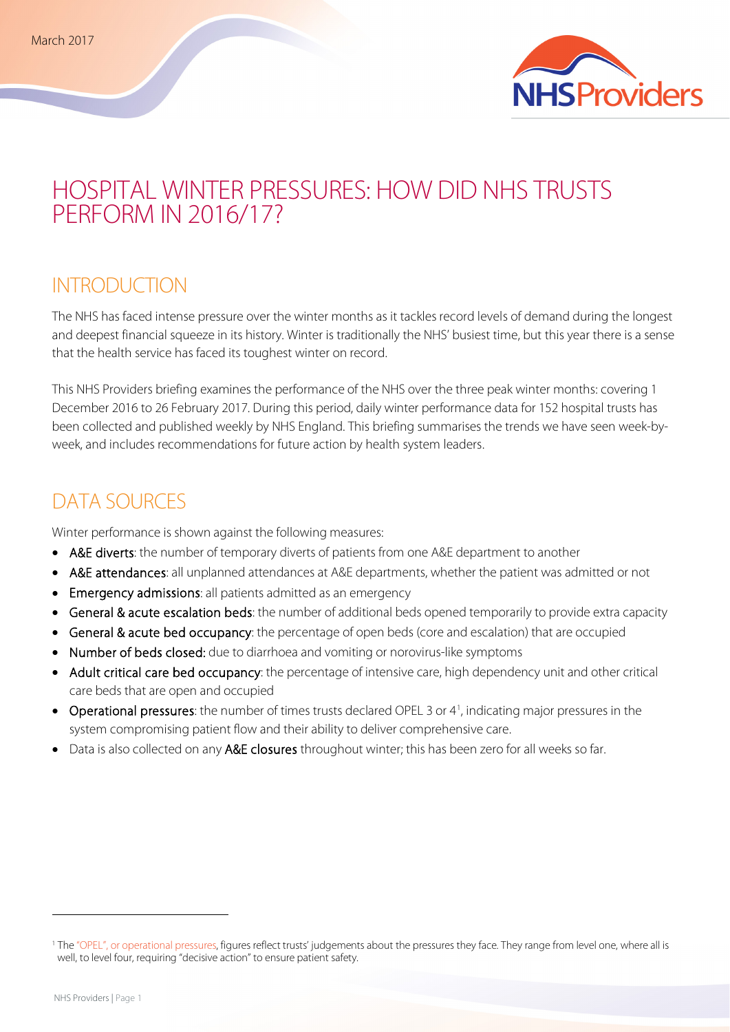March 2017

# HOSPITAL WINTER PRESSURES: HOW DID NHS TRUSTS PERFORM IN 2016/17?

## INTRODUCTION

The NHS has faced intense pressure over the winter months as it tackles record levels of demand during the longest and deepest financial squeeze in its history. Winter is traditionally the NHS' busiest time, but this year there is a sense that the health service has faced its toughest winter on record.

This NHS Providers briefing examines the performance of the NHS over the three peak winter months: covering 1 December 2016 to 26 February 2017. During this period, daily winter performance data for 152 hospital trusts has been collected and published weekly by NHS England. This briefing summarises the trends we have seen week-by-week, and includes recommendations for future action by health system leaders.

## DATA SOURCES

Winter performance is shown against the following measures:

- **A&E diverts**: the number of temporary diverts of patients from one A&E department to another
- **A&E attendances**: all unplanned attendances at A&E departments, whether the patient was admitted or not
- **Emergency admissions**: all patients admitted as an emergency
- **General & acute escalation beds**: the number of additional beds opened temporarily to provide extra capacity
- **General & acute bed occupancy**: the percentage of open beds (core and escalation) that are occupied
- **Number of beds closed:** due to diarrhoea and vomiting or norovirus-like symptoms
- **Adult critical care bed occupancy**: the percentage of intensive care, high dependency unit and other critical care beds that are open and occupied
- **Operational pressures**: the number of times trusts declared OPEL 3 or 4[1], indicating major pressures in the system compromising patient flow and their ability to deliver comprehensive care.
- Data is also collected on any **A&E closures** throughout winter; this has been zero for all weeks so far.

[1] The "OPEL", or operational pressures, figures reflect trusts' judgements about the pressures they face. They range from level one, where all is well, to level four, requiring "decisive action" to ensure patient safety.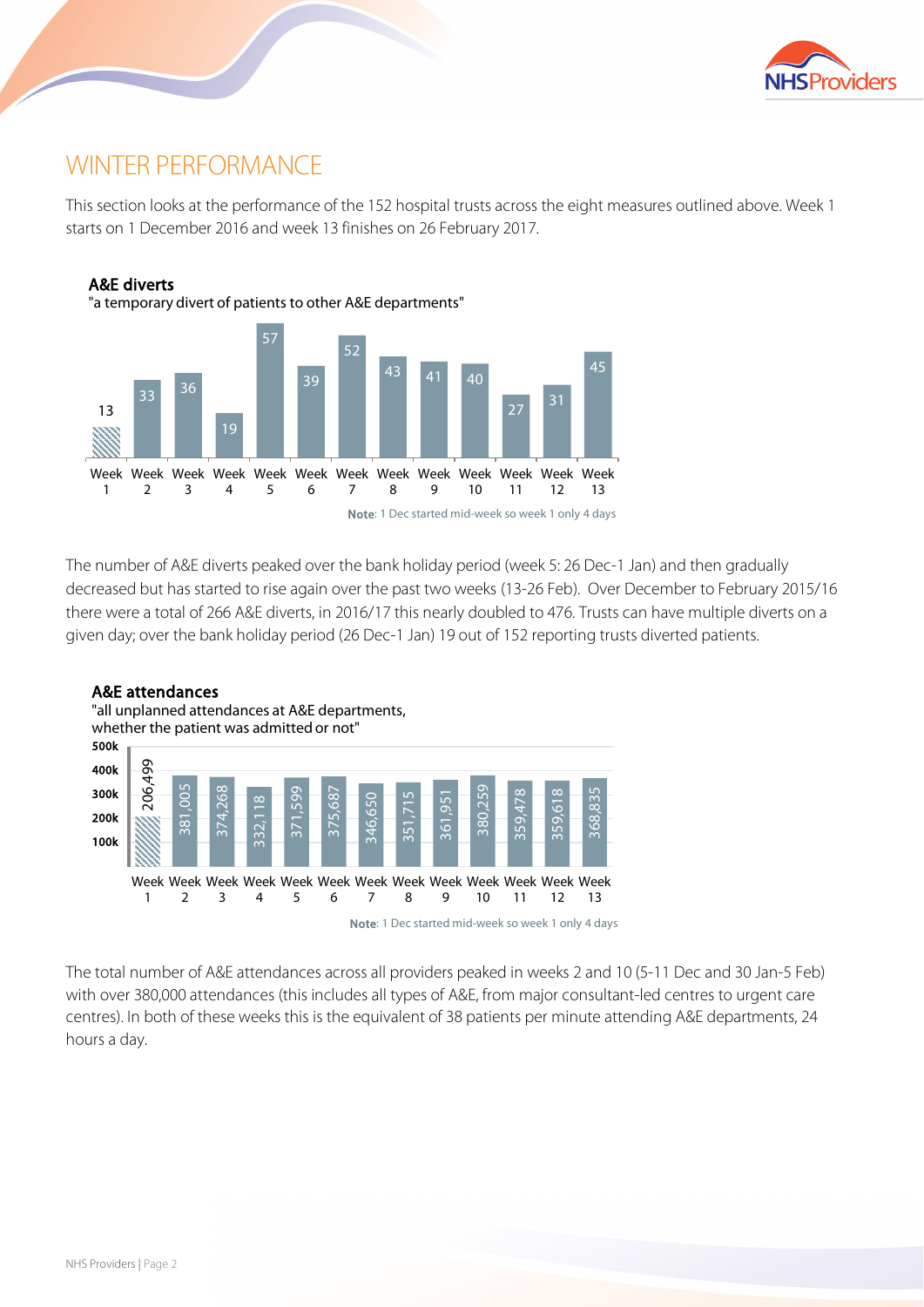# WINTER PERFORMANCE

This section looks at the performance of the 152 hospital trusts across the eight measures outlined above. Week 1 starts on 1 December 2016 and week 13 finishes on 26 February 2017.

**A&E diverts**

"a temporary divert of patients to other A&E departments"

| Week | 1 | 2 | 3 | 4 | 5 | 6 | 7 | 8 | 9 | 10 | 11 | 12 | 13 |
|---|---|---|---|---|---|---|---|---|---|---|---|---|---|
| A&E diverts | 13 | 33 | 36 | 19 | 57 | 39 | 52 | 43 | 41 | 40 | 27 | 31 | 45 |

**Note**: 1 Dec started mid-week so week 1 only 4 days

The number of A&E diverts peaked over the bank holiday period (week 5: 26 Dec-1 Jan) and then gradually decreased but has started to rise again over the past two weeks (13-26 Feb). Over December to February 2015/16 there were a total of 266 A&E diverts, in 2016/17 this nearly doubled to 476. Trusts can have multiple diverts on a given day; over the bank holiday period (26 Dec-1 Jan) 19 out of 152 reporting trusts diverted patients.

**A&E attendances**

"all unplanned attendances at A&E departments, whether the patient was admitted or not"

| Week | 1 | 2 | 3 | 4 | 5 | 6 | 7 | 8 | 9 | 10 | 11 | 12 | 13 |
|---|---|---|---|---|---|---|---|---|---|---|---|---|---|
| A&E attendances | 206,499 | 381,005 | 374,268 | 332,118 | 371,599 | 375,687 | 346,650 | 351,715 | 361,951 | 380,259 | 359,478 | 359,618 | 368,835 |

**Note**: 1 Dec started mid-week so week 1 only 4 days

The total number of A&E attendances across all providers peaked in weeks 2 and 10 (5-11 Dec and 30 Jan-5 Feb) with over 380,000 attendances (this includes all types of A&E, from major consultant-led centres to urgent care centres). In both of these weeks this is the equivalent of 38 patients per minute attending A&E departments, 24 hours a day.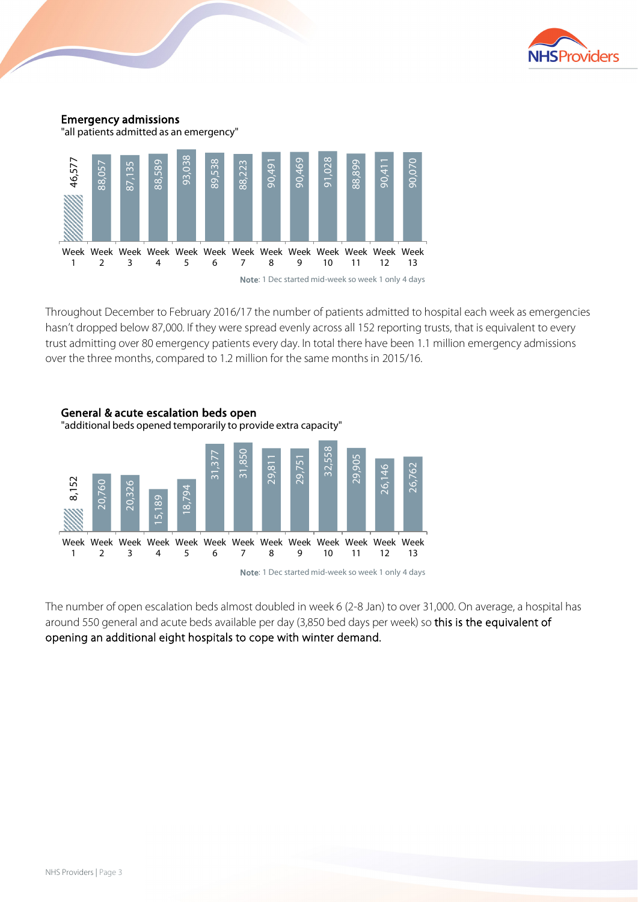### Emergency admissions

"all patients admitted as an emergency"

| Week 1 | Week 2 | Week 3 | Week 4 | Week 5 | Week 6 | Week 7 | Week 8 | Week 9 | Week 10 | Week 11 | Week 12 | Week 13 |
|---|---|---|---|---|---|---|---|---|---|---|---|---|
| 46,577 | 88,057 | 87,135 | 88,589 | 93,038 | 89,538 | 88,223 | 90,491 | 90,469 | 91,028 | 88,899 | 90,411 | 90,070 |

**Note**: 1 Dec started mid-week so week 1 only 4 days

Throughout December to February 2016/17 the number of patients admitted to hospital each week as emergencies hasn't dropped below 87,000. If they were spread evenly across all 152 reporting trusts, that is equivalent to every trust admitting over 80 emergency patients every day. In total there have been 1.1 million emergency admissions over the three months, compared to 1.2 million for the same months in 2015/16.

### General & acute escalation beds open

"additional beds opened temporarily to provide extra capacity"

| Week 1 | Week 2 | Week 3 | Week 4 | Week 5 | Week 6 | Week 7 | Week 8 | Week 9 | Week 10 | Week 11 | Week 12 | Week 13 |
|---|---|---|---|---|---|---|---|---|---|---|---|---|
| 8,152 | 20,760 | 20,326 | 15,189 | 18,794 | 31,377 | 31,850 | 29,811 | 29,751 | 32,558 | 29,905 | 26,146 | 26,762 |

**Note**: 1 Dec started mid-week so week 1 only 4 days

The number of open escalation beds almost doubled in week 6 (2-8 Jan) to over 31,000. On average, a hospital has around 550 general and acute beds available per day (3,850 bed days per week) so **this is the equivalent of opening an additional eight hospitals to cope with winter demand.**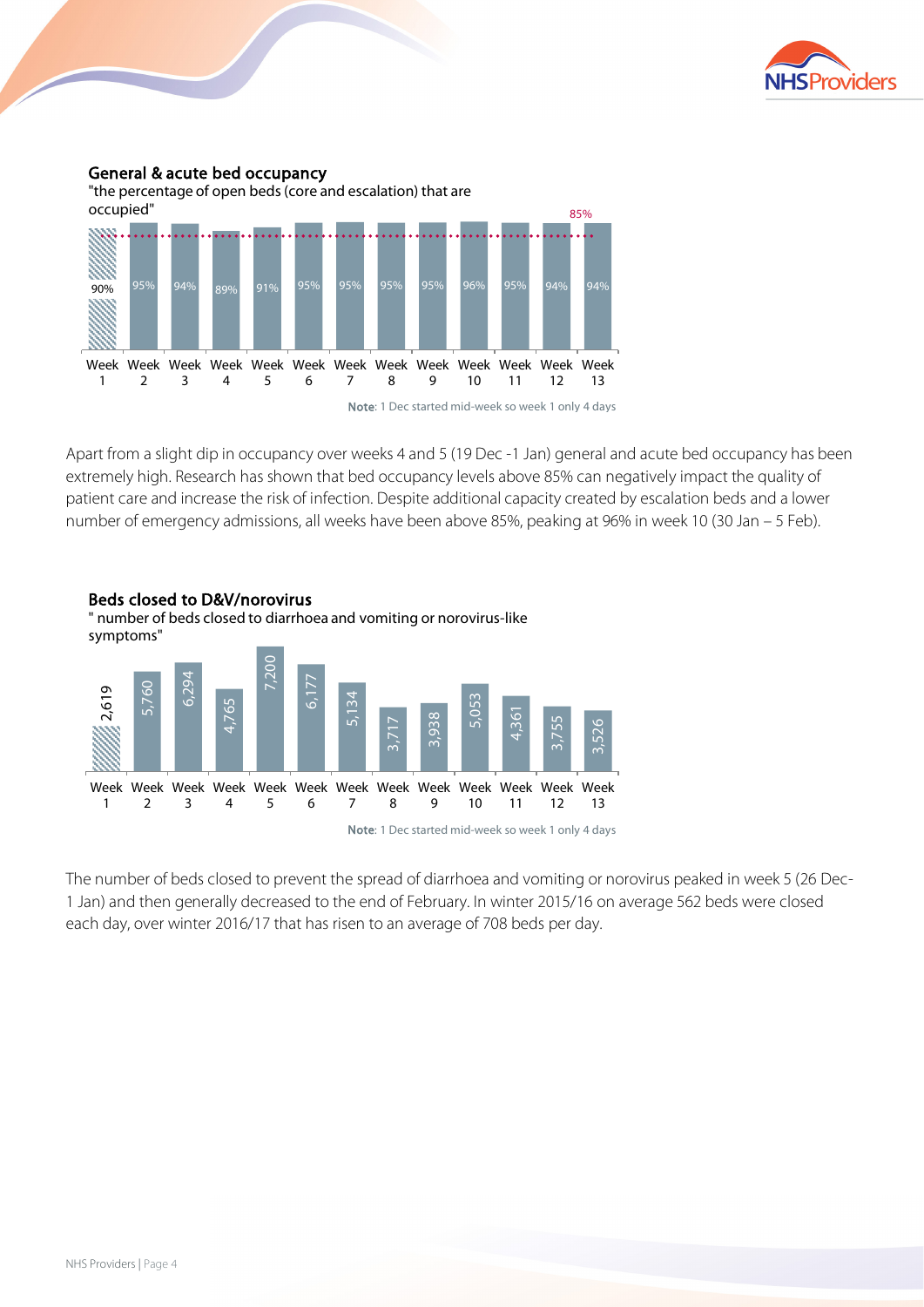**General & acute bed occupancy**

"the percentage of open beds (core and escalation) that are occupied"

| Week 1 | Week 2 | Week 3 | Week 4 | Week 5 | Week 6 | Week 7 | Week 8 | Week 9 | Week 10 | Week 11 | Week 12 | Week 13 |
|---|---|---|---|---|---|---|---|---|---|---|---|---|
| 90% | 95% | 94% | 89% | 91% | 95% | 95% | 95% | 95% | 96% | 95% | 94% | 94% |

85%

**Note**: 1 Dec started mid-week so week 1 only 4 days

Apart from a slight dip in occupancy over weeks 4 and 5 (19 Dec -1 Jan) general and acute bed occupancy has been extremely high. Research has shown that bed occupancy levels above 85% can negatively impact the quality of patient care and increase the risk of infection. Despite additional capacity created by escalation beds and a lower number of emergency admissions, all weeks have been above 85%, peaking at 96% in week 10 (30 Jan – 5 Feb).

**Beds closed to D&V/norovirus**

" number of beds closed to diarrhoea and vomiting or norovirus-like symptoms"

| Week 1 | Week 2 | Week 3 | Week 4 | Week 5 | Week 6 | Week 7 | Week 8 | Week 9 | Week 10 | Week 11 | Week 12 | Week 13 |
|---|---|---|---|---|---|---|---|---|---|---|---|---|
| 2,619 | 5,760 | 6,294 | 4,765 | 7,200 | 6,177 | 5,134 | 3,717 | 3,938 | 5,053 | 4,361 | 3,755 | 3,526 |

**Note**: 1 Dec started mid-week so week 1 only 4 days

The number of beds closed to prevent the spread of diarrhoea and vomiting or norovirus peaked in week 5 (26 Dec-1 Jan) and then generally decreased to the end of February. In winter 2015/16 on average 562 beds were closed each day, over winter 2016/17 that has risen to an average of 708 beds per day.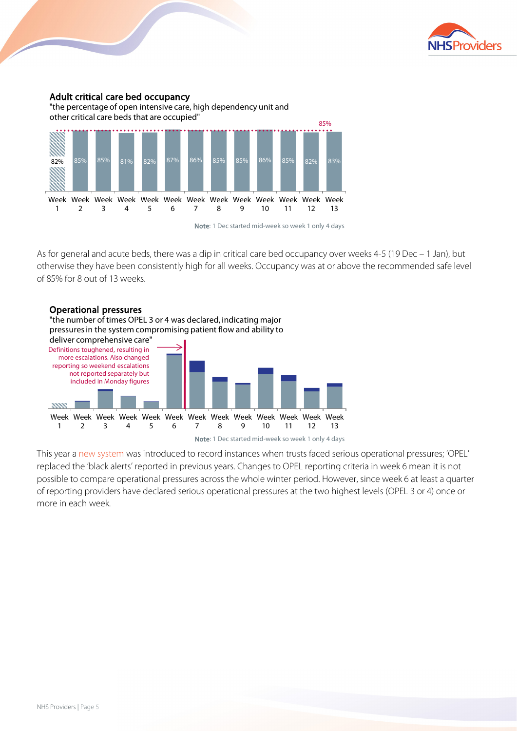### Adult critical care bed occupancy

"the percentage of open intensive care, high dependency unit and other critical care beds that are occupied"

| Week 1 | Week 2 | Week 3 | Week 4 | Week 5 | Week 6 | Week 7 | Week 8 | Week 9 | Week 10 | Week 11 | Week 12 | Week 13 |
|---|---|---|---|---|---|---|---|---|---|---|---|---|
| 82% | 85% | 85% | 81% | 82% | 87% | 86% | 85% | 85% | 86% | 85% | 82% | 83% |

85%

**Note**: 1 Dec started mid-week so week 1 only 4 days

As for general and acute beds, there was a dip in critical care bed occupancy over weeks 4-5 (19 Dec – 1 Jan), but otherwise they have been consistently high for all weeks. Occupancy was at or above the recommended safe level of 85% for 8 out of 13 weeks.

### Operational pressures

"the number of times OPEL 3 or 4 was declared, indicating major pressures in the system compromising patient flow and ability to deliver comprehensive care"

Definitions toughened, resulting in more escalations. Also changed reporting so weekend escalations not reported separately but included in Monday figures

Week 1, Week 2, Week 3, Week 4, Week 5, Week 6, Week 7, Week 8, Week 9, Week 10, Week 11, Week 12, Week 13

**Note**: 1 Dec started mid-week so week 1 only 4 days

This year a new system was introduced to record instances when trusts faced serious operational pressures; 'OPEL' replaced the 'black alerts' reported in previous years. Changes to OPEL reporting criteria in week 6 mean it is not possible to compare operational pressures across the whole winter period. However, since week 6 at least a quarter of reporting providers have declared serious operational pressures at the two highest levels (OPEL 3 or 4) once or more in each week.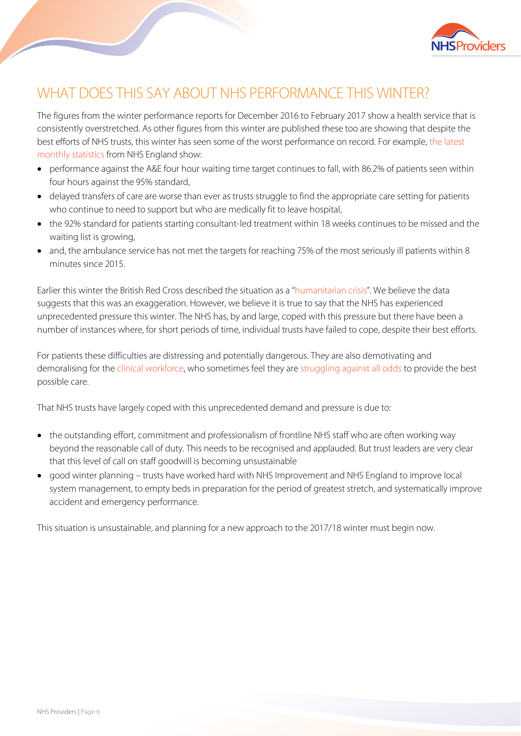## WHAT DOES THIS SAY ABOUT NHS PERFORMANCE THIS WINTER?

The figures from the winter performance reports for December 2016 to February 2017 show a health service that is consistently overstretched. As other figures from this winter are published these too are showing that despite the best efforts of NHS trusts, this winter has seen some of the worst performance on record. For example, the latest monthly statistics from NHS England show:

- performance against the A&E four hour waiting time target continues to fall, with 86.2% of patients seen within four hours against the 95% standard,
- delayed transfers of care are worse than ever as trusts struggle to find the appropriate care setting for patients who continue to need to support but who are medically fit to leave hospital,
- the 92% standard for patients starting consultant-led treatment within 18 weeks continues to be missed and the waiting list is growing,
- and, the ambulance service has not met the targets for reaching 75% of the most seriously ill patients within 8 minutes since 2015.

Earlier this winter the British Red Cross described the situation as a "humanitarian crisis". We believe the data suggests that this was an exaggeration. However, we believe it is true to say that the NHS has experienced unprecedented pressure this winter. The NHS has, by and large, coped with this pressure but there have been a number of instances where, for short periods of time, individual trusts have failed to cope, despite their best efforts.

For patients these difficulties are distressing and potentially dangerous. They are also demotivating and demoralising for the clinical workforce, who sometimes feel they are struggling against all odds to provide the best possible care.

That NHS trusts have largely coped with this unprecedented demand and pressure is due to:

- the outstanding effort, commitment and professionalism of frontline NHS staff who are often working way beyond the reasonable call of duty. This needs to be recognised and applauded. But trust leaders are very clear that this level of call on staff goodwill is becoming unsustainable
- good winter planning – trusts have worked hard with NHS Improvement and NHS England to improve local system management, to empty beds in preparation for the period of greatest stretch, and systematically improve accident and emergency performance.

This situation is unsustainable, and planning for a new approach to the 2017/18 winter must begin now.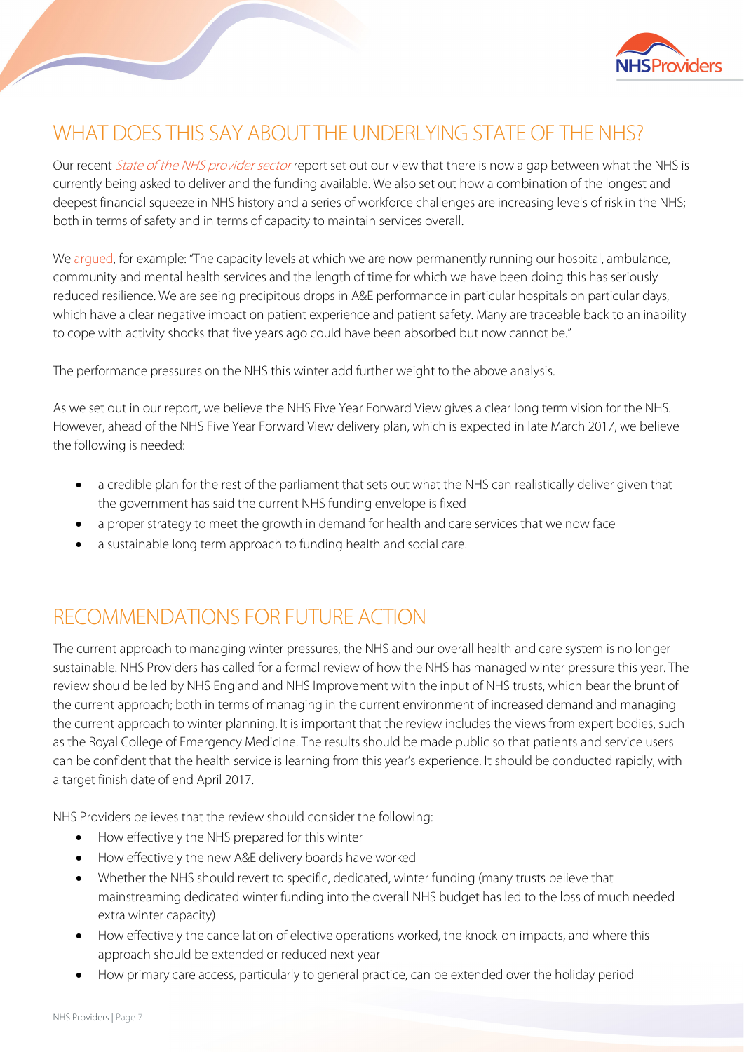## WHAT DOES THIS SAY ABOUT THE UNDERLYING STATE OF THE NHS?

Our recent *State of the NHS provider sector* report set out our view that there is now a gap between what the NHS is currently being asked to deliver and the funding available. We also set out how a combination of the longest and deepest financial squeeze in NHS history and a series of workforce challenges are increasing levels of risk in the NHS; both in terms of safety and in terms of capacity to maintain services overall.

We argued, for example: "The capacity levels at which we are now permanently running our hospital, ambulance, community and mental health services and the length of time for which we have been doing this has seriously reduced resilience. We are seeing precipitous drops in A&E performance in particular hospitals on particular days, which have a clear negative impact on patient experience and patient safety. Many are traceable back to an inability to cope with activity shocks that five years ago could have been absorbed but now cannot be."

The performance pressures on the NHS this winter add further weight to the above analysis.

As we set out in our report, we believe the NHS Five Year Forward View gives a clear long term vision for the NHS. However, ahead of the NHS Five Year Forward View delivery plan, which is expected in late March 2017, we believe the following is needed:

- a credible plan for the rest of the parliament that sets out what the NHS can realistically deliver given that the government has said the current NHS funding envelope is fixed
- a proper strategy to meet the growth in demand for health and care services that we now face
- a sustainable long term approach to funding health and social care.

## RECOMMENDATIONS FOR FUTURE ACTION

The current approach to managing winter pressures, the NHS and our overall health and care system is no longer sustainable. NHS Providers has called for a formal review of how the NHS has managed winter pressure this year. The review should be led by NHS England and NHS Improvement with the input of NHS trusts, which bear the brunt of the current approach; both in terms of managing in the current environment of increased demand and managing the current approach to winter planning. It is important that the review includes the views from expert bodies, such as the Royal College of Emergency Medicine. The results should be made public so that patients and service users can be confident that the health service is learning from this year's experience. It should be conducted rapidly, with a target finish date of end April 2017.

NHS Providers believes that the review should consider the following:

- How effectively the NHS prepared for this winter
- How effectively the new A&E delivery boards have worked
- Whether the NHS should revert to specific, dedicated, winter funding (many trusts believe that mainstreaming dedicated winter funding into the overall NHS budget has led to the loss of much needed extra winter capacity)
- How effectively the cancellation of elective operations worked, the knock-on impacts, and where this approach should be extended or reduced next year
- How primary care access, particularly to general practice, can be extended over the holiday period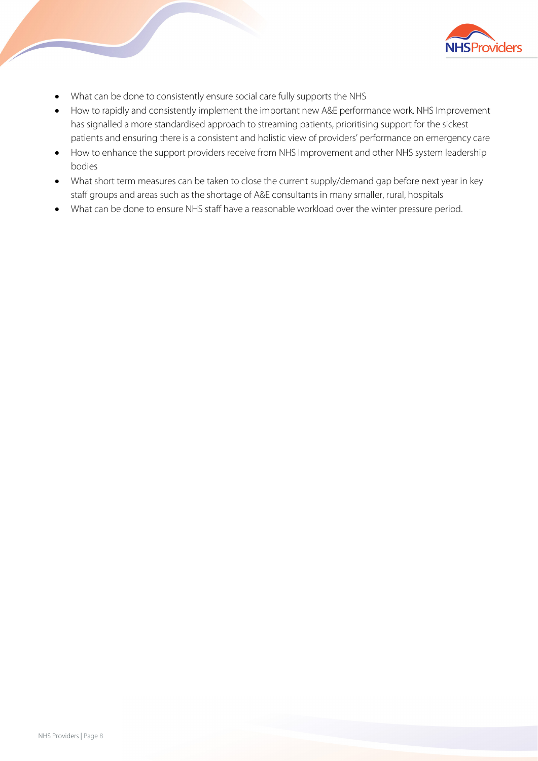- What can be done to consistently ensure social care fully supports the NHS
- How to rapidly and consistently implement the important new A&E performance work. NHS Improvement has signalled a more standardised approach to streaming patients, prioritising support for the sickest patients and ensuring there is a consistent and holistic view of providers' performance on emergency care
- How to enhance the support providers receive from NHS Improvement and other NHS system leadership bodies
- What short term measures can be taken to close the current supply/demand gap before next year in key staff groups and areas such as the shortage of A&E consultants in many smaller, rural, hospitals
- What can be done to ensure NHS staff have a reasonable workload over the winter pressure period.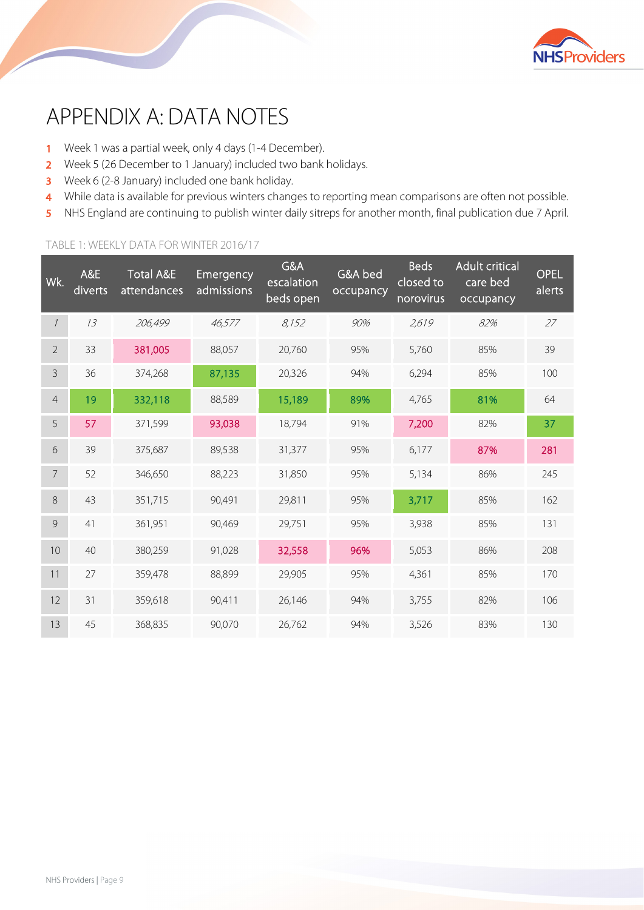# APPENDIX A: DATA NOTES

1. Week 1 was a partial week, only 4 days (1-4 December).
2. Week 5 (26 December to 1 January) included two bank holidays.
3. Week 6 (2-8 January) included one bank holiday.
4. While data is available for previous winters changes to reporting mean comparisons are often not possible.
5. NHS England are continuing to publish winter daily sitreps for another month, final publication due 7 April.

TABLE 1: WEEKLY DATA FOR WINTER 2016/17

| Wk. | A&E diverts | Total A&E attendances | Emergency admissions | G&A escalation beds open | G&A bed occupancy | Beds closed to norovirus | Adult critical care bed occupancy | OPEL alerts |
|---|---|---|---|---|---|---|---|---|
| *1* | *13* | *206,499* | *46,577* | *8,152* | *90%* | *2,619* | *82%* | *27* |
| 2 | 33 | 381,005 | 88,057 | 20,760 | 95% | 5,760 | 85% | 39 |
| 3 | 36 | 374,268 | 87,135 | 20,326 | 94% | 6,294 | 85% | 100 |
| 4 | 19 | 332,118 | 88,589 | 15,189 | 89% | 4,765 | 81% | 64 |
| 5 | 57 | 371,599 | 93,038 | 18,794 | 91% | 7,200 | 82% | 37 |
| 6 | 39 | 375,687 | 89,538 | 31,377 | 95% | 6,177 | 87% | 281 |
| 7 | 52 | 346,650 | 88,223 | 31,850 | 95% | 5,134 | 86% | 245 |
| 8 | 43 | 351,715 | 90,491 | 29,811 | 95% | 3,717 | 85% | 162 |
| 9 | 41 | 361,951 | 90,469 | 29,751 | 95% | 3,938 | 85% | 131 |
| 10 | 40 | 380,259 | 91,028 | 32,558 | 96% | 5,053 | 86% | 208 |
| 11 | 27 | 359,478 | 88,899 | 29,905 | 95% | 4,361 | 85% | 170 |
| 12 | 31 | 359,618 | 90,411 | 26,146 | 94% | 3,755 | 82% | 106 |
| 13 | 45 | 368,835 | 90,070 | 26,762 | 94% | 3,526 | 83% | 130 |